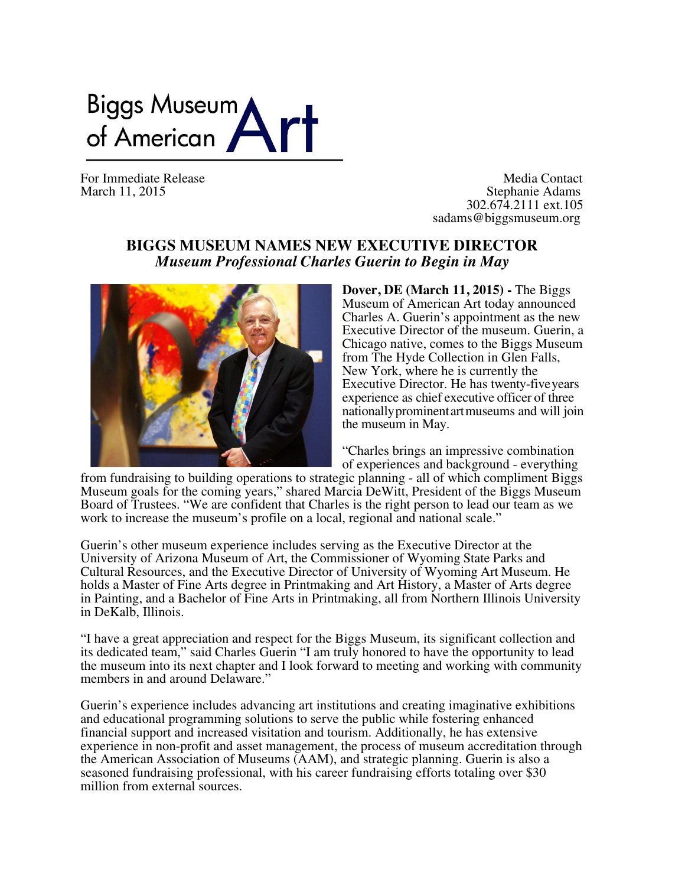Biggs Museum of American Art

For Immediate Release
March 11, 2015

Media Contact
Stephanie Adams
302.674.2111 ext.105
sadams@biggsmuseum.org

# BIGGS MUSEUM NAMES NEW EXECUTIVE DIRECTOR

***Museum Professional Charles Guerin to Begin in May***

**Dover, DE (March 11, 2015) -** The Biggs Museum of American Art today announced Charles A. Guerin's appointment as the new Executive Director of the museum. Guerin, a Chicago native, comes to the Biggs Museum from The Hyde Collection in Glen Falls, New York, where he is currently the Executive Director. He has twenty-five years experience as chief executive officer of three nationally prominent art museums and will join the museum in May.

"Charles brings an impressive combination of experiences and background - everything from fundraising to building operations to strategic planning - all of which compliment Biggs Museum goals for the coming years," shared Marcia DeWitt, President of the Biggs Museum Board of Trustees. "We are confident that Charles is the right person to lead our team as we work to increase the museum's profile on a local, regional and national scale."

Guerin's other museum experience includes serving as the Executive Director at the University of Arizona Museum of Art, the Commissioner of Wyoming State Parks and Cultural Resources, and the Executive Director of University of Wyoming Art Museum. He holds a Master of Fine Arts degree in Printmaking and Art History, a Master of Arts degree in Painting, and a Bachelor of Fine Arts in Printmaking, all from Northern Illinois University in DeKalb, Illinois.

"I have a great appreciation and respect for the Biggs Museum, its significant collection and its dedicated team," said Charles Guerin "I am truly honored to have the opportunity to lead the museum into its next chapter and I look forward to meeting and working with community members in and around Delaware."

Guerin's experience includes advancing art institutions and creating imaginative exhibitions and educational programming solutions to serve the public while fostering enhanced financial support and increased visitation and tourism. Additionally, he has extensive experience in non-profit and asset management, the process of museum accreditation through the American Association of Museums (AAM), and strategic planning. Guerin is also a seasoned fundraising professional, with his career fundraising efforts totaling over $30 million from external sources.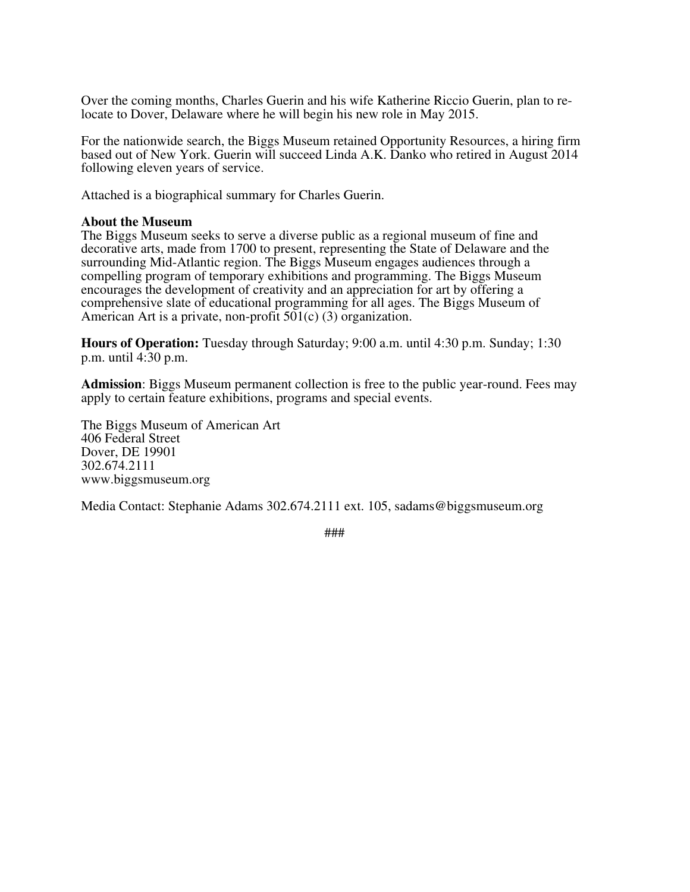Over the coming months, Charles Guerin and his wife Katherine Riccio Guerin, plan to re-locate to Dover, Delaware where he will begin his new role in May 2015.

For the nationwide search, the Biggs Museum retained Opportunity Resources, a hiring firm based out of New York. Guerin will succeed Linda A.K. Danko who retired in August 2014 following eleven years of service.

Attached is a biographical summary for Charles Guerin.

**About the Museum**
The Biggs Museum seeks to serve a diverse public as a regional museum of fine and decorative arts, made from 1700 to present, representing the State of Delaware and the surrounding Mid-Atlantic region. The Biggs Museum engages audiences through a compelling program of temporary exhibitions and programming. The Biggs Museum encourages the development of creativity and an appreciation for art by offering a comprehensive slate of educational programming for all ages. The Biggs Museum of American Art is a private, non-profit 501(c) (3) organization.

**Hours of Operation:** Tuesday through Saturday; 9:00 a.m. until 4:30 p.m. Sunday; 1:30 p.m. until 4:30 p.m.

**Admission**: Biggs Museum permanent collection is free to the public year-round. Fees may apply to certain feature exhibitions, programs and special events.

The Biggs Museum of American Art
406 Federal Street
Dover, DE 19901
302.674.2111
www.biggsmuseum.org

Media Contact: Stephanie Adams 302.674.2111 ext. 105, sadams@biggsmuseum.org

###